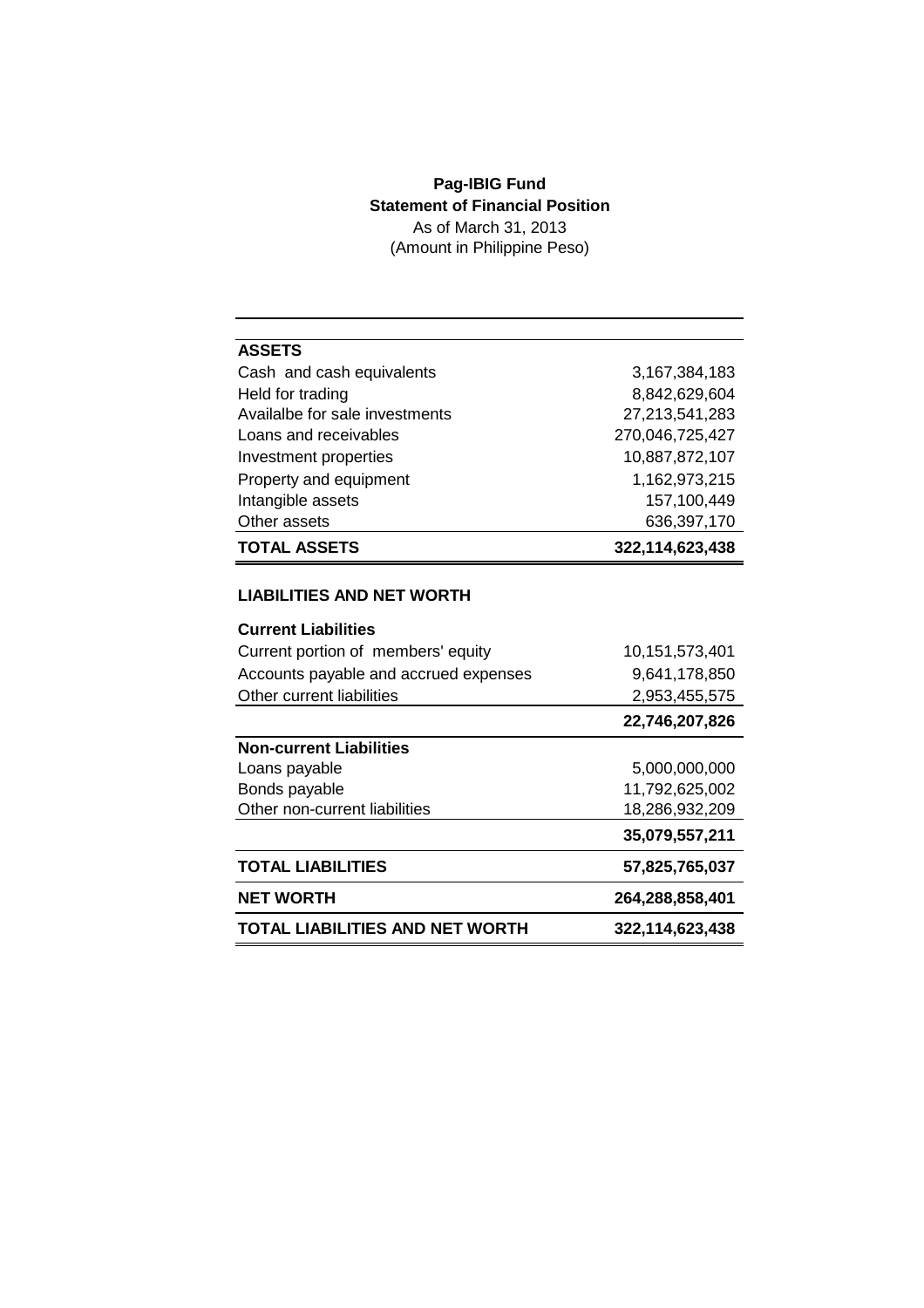**Pag-IBIG Fund**

**Statement of Financial Position**

As of March 31, 2013

(Amount in Philippine Peso)

| | |
|---|---:|
| **ASSETS** | |
| Cash and cash equivalents | 3,167,384,183 |
| Held for trading | 8,842,629,604 |
| Availalbe for sale investments | 27,213,541,283 |
| Loans and receivables | 270,046,725,427 |
| Investment properties | 10,887,872,107 |
| Property and equipment | 1,162,973,215 |
| Intangible assets | 157,100,449 |
| Other assets | 636,397,170 |
| **TOTAL ASSETS** | **322,114,623,438** |
| | |
| **LIABILITIES AND NET WORTH** | |
| **Current Liabilities** | |
| Current portion of members' equity | 10,151,573,401 |
| Accounts payable and accrued expenses | 9,641,178,850 |
| Other current liabilities | 2,953,455,575 |
| | **22,746,207,826** |
| **Non-current Liabilities** | |
| Loans payable | 5,000,000,000 |
| Bonds payable | 11,792,625,002 |
| Other non-current liabilities | 18,286,932,209 |
| | **35,079,557,211** |
| **TOTAL LIABILITIES** | **57,825,765,037** |
| **NET WORTH** | **264,288,858,401** |
| **TOTAL LIABILITIES AND NET WORTH** | **322,114,623,438** |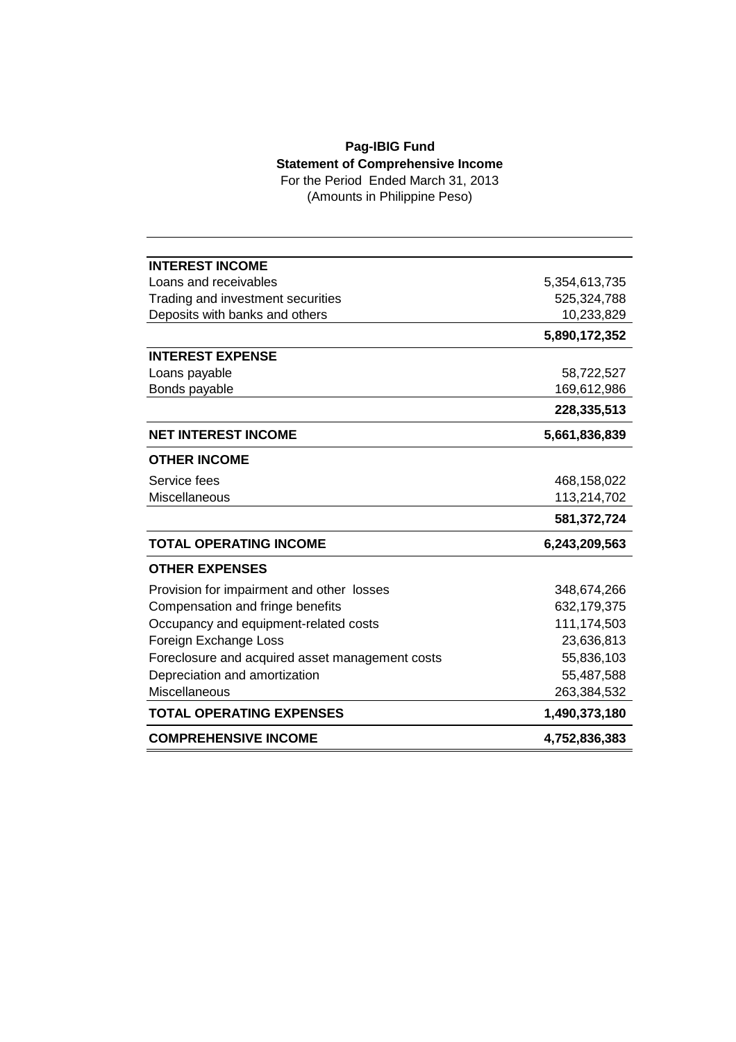**Pag-IBIG Fund**

**Statement of Comprehensive Income**

For the Period Ended March 31, 2013

(Amounts in Philippine Peso)

| | |
|---|---:|
| **INTEREST INCOME** | |
| Loans and receivables | 5,354,613,735 |
| Trading and investment securities | 525,324,788 |
| Deposits with banks and others | 10,233,829 |
| | **5,890,172,352** |
| **INTEREST EXPENSE** | |
| Loans payable | 58,722,527 |
| Bonds payable | 169,612,986 |
| | **228,335,513** |
| **NET INTEREST INCOME** | **5,661,836,839** |
| **OTHER INCOME** | |
| Service fees | 468,158,022 |
| Miscellaneous | 113,214,702 |
| | **581,372,724** |
| **TOTAL OPERATING INCOME** | **6,243,209,563** |
| **OTHER EXPENSES** | |
| Provision for impairment and other losses | 348,674,266 |
| Compensation and fringe benefits | 632,179,375 |
| Occupancy and equipment-related costs | 111,174,503 |
| Foreign Exchange Loss | 23,636,813 |
| Foreclosure and acquired asset management costs | 55,836,103 |
| Depreciation and amortization | 55,487,588 |
| Miscellaneous | 263,384,532 |
| **TOTAL OPERATING EXPENSES** | **1,490,373,180** |
| **COMPREHENSIVE INCOME** | **4,752,836,383** |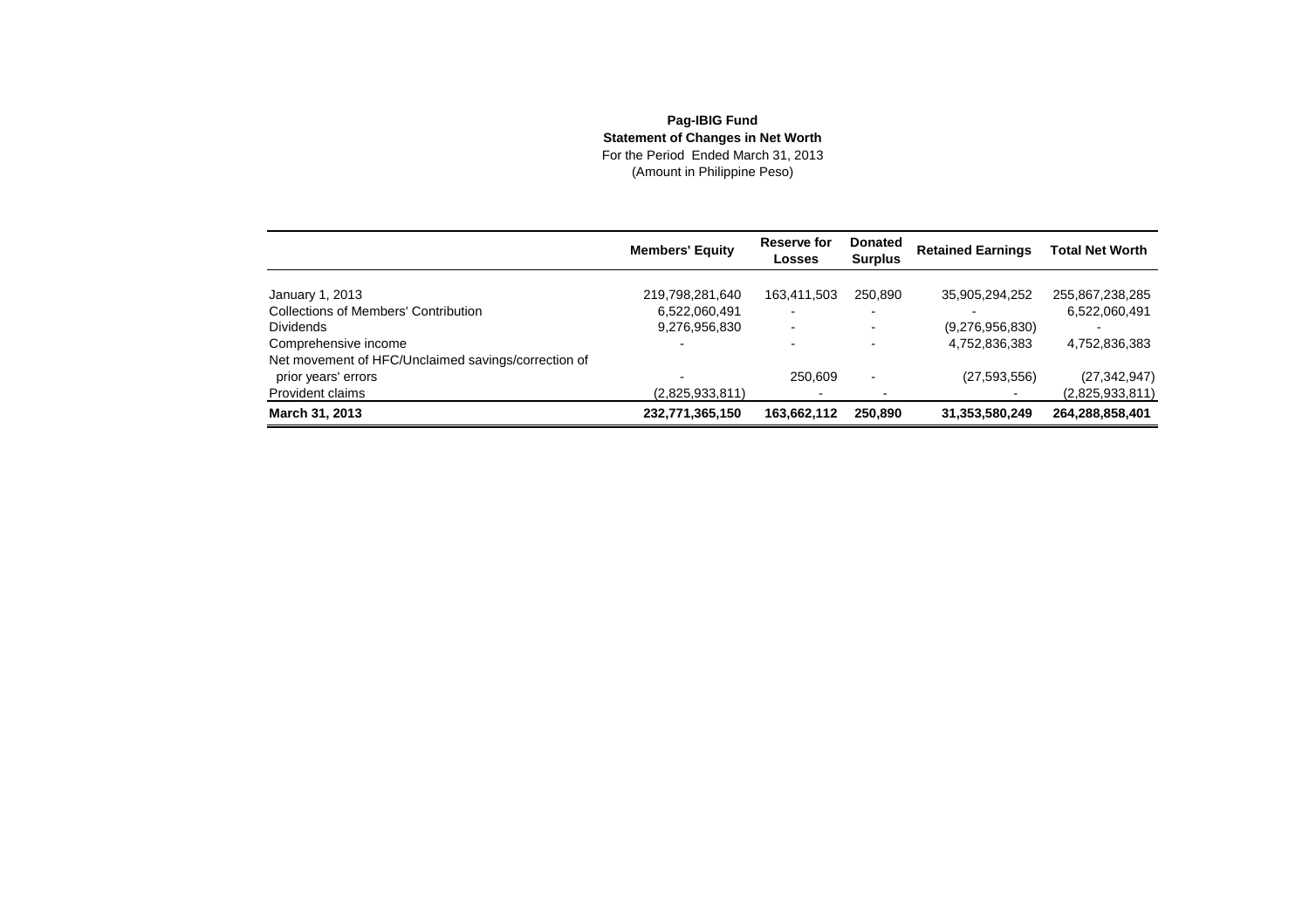**Pag-IBIG Fund**

**Statement of Changes in Net Worth**

For the Period Ended March 31, 2013

(Amount in Philippine Peso)

| | Members' Equity | Reserve for Losses | Donated Surplus | Retained Earnings | Total Net Worth |
|---|---|---|---|---|---|
| January 1, 2013 | 219,798,281,640 | 163,411,503 | 250,890 | 35,905,294,252 | 255,867,238,285 |
| Collections of Members' Contribution | 6,522,060,491 | - | - | - | 6,522,060,491 |
| Dividends | 9,276,956,830 | - | - | (9,276,956,830) | - |
| Comprehensive income | - | - | - | 4,752,836,383 | 4,752,836,383 |
| Net movement of HFC/Unclaimed savings/correction of prior years' errors | - | 250,609 | - | (27,593,556) | (27,342,947) |
| Provident claims | (2,825,933,811) | - | - | - | (2,825,933,811) |
| **March 31, 2013** | **232,771,365,150** | **163,662,112** | **250,890** | **31,353,580,249** | **264,288,858,401** |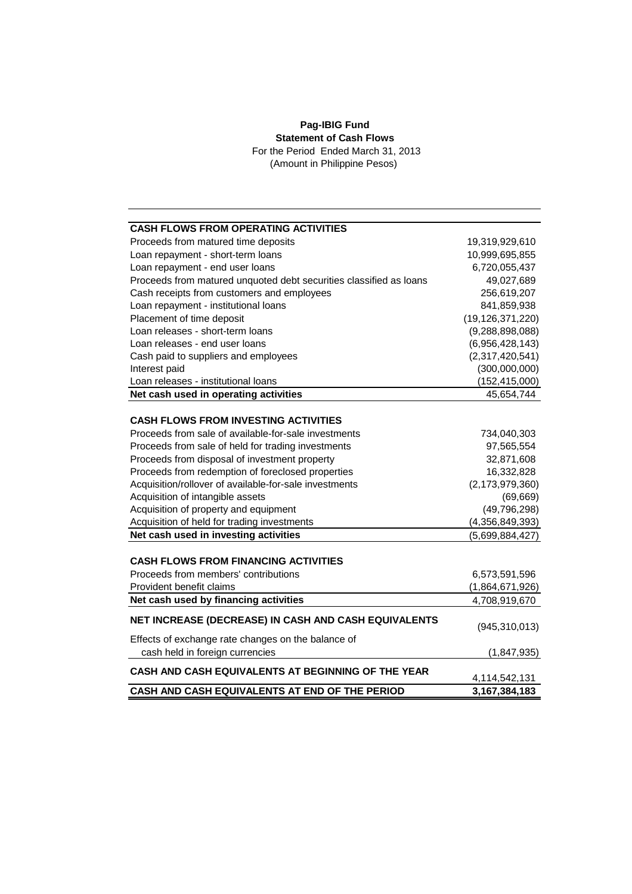**Pag-IBIG Fund**
**Statement of Cash Flows**
For the Period Ended March 31, 2013
(Amount in Philippine Pesos)

| | |
|---|---|
| **CASH FLOWS FROM OPERATING ACTIVITIES** | |
| Proceeds from matured time deposits | 19,319,929,610 |
| Loan repayment - short-term loans | 10,999,695,855 |
| Loan repayment - end user loans | 6,720,055,437 |
| Proceeds from matured unquoted debt securities classified as loans | 49,027,689 |
| Cash receipts from customers and employees | 256,619,207 |
| Loan repayment - institutional loans | 841,859,938 |
| Placement of time deposit | (19,126,371,220) |
| Loan releases - short-term loans | (9,288,898,088) |
| Loan releases - end user loans | (6,956,428,143) |
| Cash paid to suppliers and employees | (2,317,420,541) |
| Interest paid | (300,000,000) |
| Loan releases - institutional loans | (152,415,000) |
| **Net cash used in operating activities** | 45,654,744 |
| | |
| **CASH FLOWS FROM INVESTING ACTIVITIES** | |
| Proceeds from sale of available-for-sale investments | 734,040,303 |
| Proceeds from sale of held for trading investments | 97,565,554 |
| Proceeds from disposal of investment property | 32,871,608 |
| Proceeds from redemption of foreclosed properties | 16,332,828 |
| Acquisition/rollover of available-for-sale investments | (2,173,979,360) |
| Acquisition of intangible assets | (69,669) |
| Acquisition of property and equipment | (49,796,298) |
| Acquisition of held for trading investments | (4,356,849,393) |
| **Net cash used in investing activities** | (5,699,884,427) |
| | |
| **CASH FLOWS FROM FINANCING ACTIVITIES** | |
| Proceeds from members' contributions | 6,573,591,596 |
| Provident benefit claims | (1,864,671,926) |
| **Net cash used by financing activities** | 4,708,919,670 |
| **NET INCREASE (DECREASE) IN CASH AND CASH EQUIVALENTS** | (945,310,013) |
| Effects of exchange rate changes on the balance of cash held in foreign currencies | (1,847,935) |
| **CASH AND CASH EQUIVALENTS AT BEGINNING OF THE YEAR** | 4,114,542,131 |
| **CASH AND CASH EQUIVALENTS AT END OF THE PERIOD** | **3,167,384,183** |